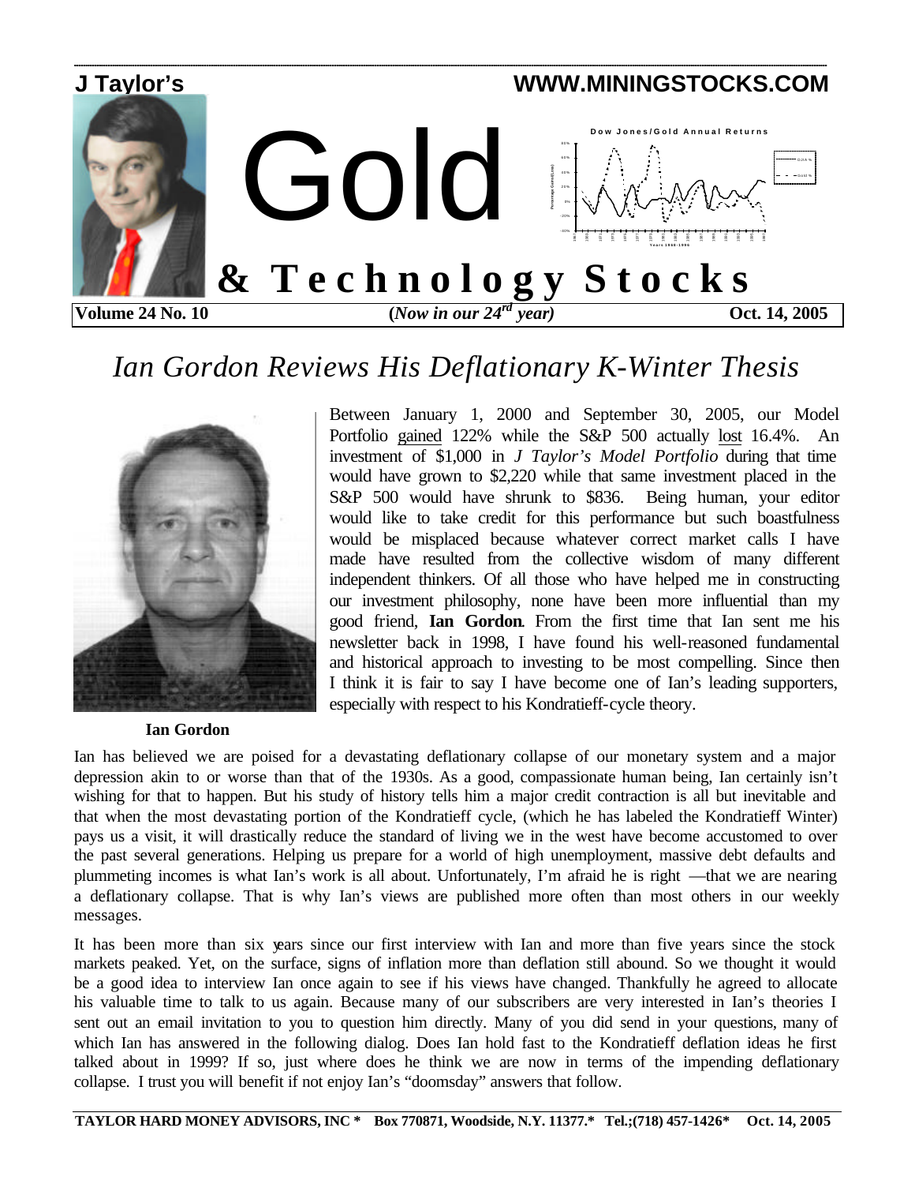# J Taylor's Gold & Technology Stocks

**WWW.MININGSTOCKS.COM**

**Volume 24 No. 10** | **(*Now in our 24rd year*)** | **Oct. 14, 2005**

## *Ian Gordon Reviews His Deflationary K-Winter Thesis*

**Ian Gordon**

Between January 1, 2000 and September 30, 2005, our Model Portfolio gained 122% while the S&P 500 actually lost 16.4%. An investment of $1,000 in *J Taylor's Model Portfolio* during that time would have grown to $2,220 while that same investment placed in the S&P 500 would have shrunk to $836. Being human, your editor would like to take credit for this performance but such boastfulness would be misplaced because whatever correct market calls I have made have resulted from the collective wisdom of many different independent thinkers. Of all those who have helped me in constructing our investment philosophy, none have been more influential than my good friend, **Ian Gordon**. From the first time that Ian sent me his newsletter back in 1998, I have found his well-reasoned fundamental and historical approach to investing to be most compelling. Since then I think it is fair to say I have become one of Ian's leading supporters, especially with respect to his Kondratieff-cycle theory.

Ian has believed we are poised for a devastating deflationary collapse of our monetary system and a major depression akin to or worse than that of the 1930s. As a good, compassionate human being, Ian certainly isn't wishing for that to happen. But his study of history tells him a major credit contraction is all but inevitable and that when the most devastating portion of the Kondratieff cycle, (which he has labeled the Kondratieff Winter) pays us a visit, it will drastically reduce the standard of living we in the west have become accustomed to over the past several generations. Helping us prepare for a world of high unemployment, massive debt defaults and plummeting incomes is what Ian's work is all about. Unfortunately, I'm afraid he is right —that we are nearing a deflationary collapse. That is why Ian's views are published more often than most others in our weekly messages.

It has been more than six years since our first interview with Ian and more than five years since the stock markets peaked. Yet, on the surface, signs of inflation more than deflation still abound. So we thought it would be a good idea to interview Ian once again to see if his views have changed. Thankfully he agreed to allocate his valuable time to talk to us again. Because many of our subscribers are very interested in Ian's theories I sent out an email invitation to you to question him directly. Many of you did send in your questions, many of which Ian has answered in the following dialog. Does Ian hold fast to the Kondratieff deflation ideas he first talked about in 1999? If so, just where does he think we are now in terms of the impending deflationary collapse. I trust you will benefit if not enjoy Ian's "doomsday" answers that follow.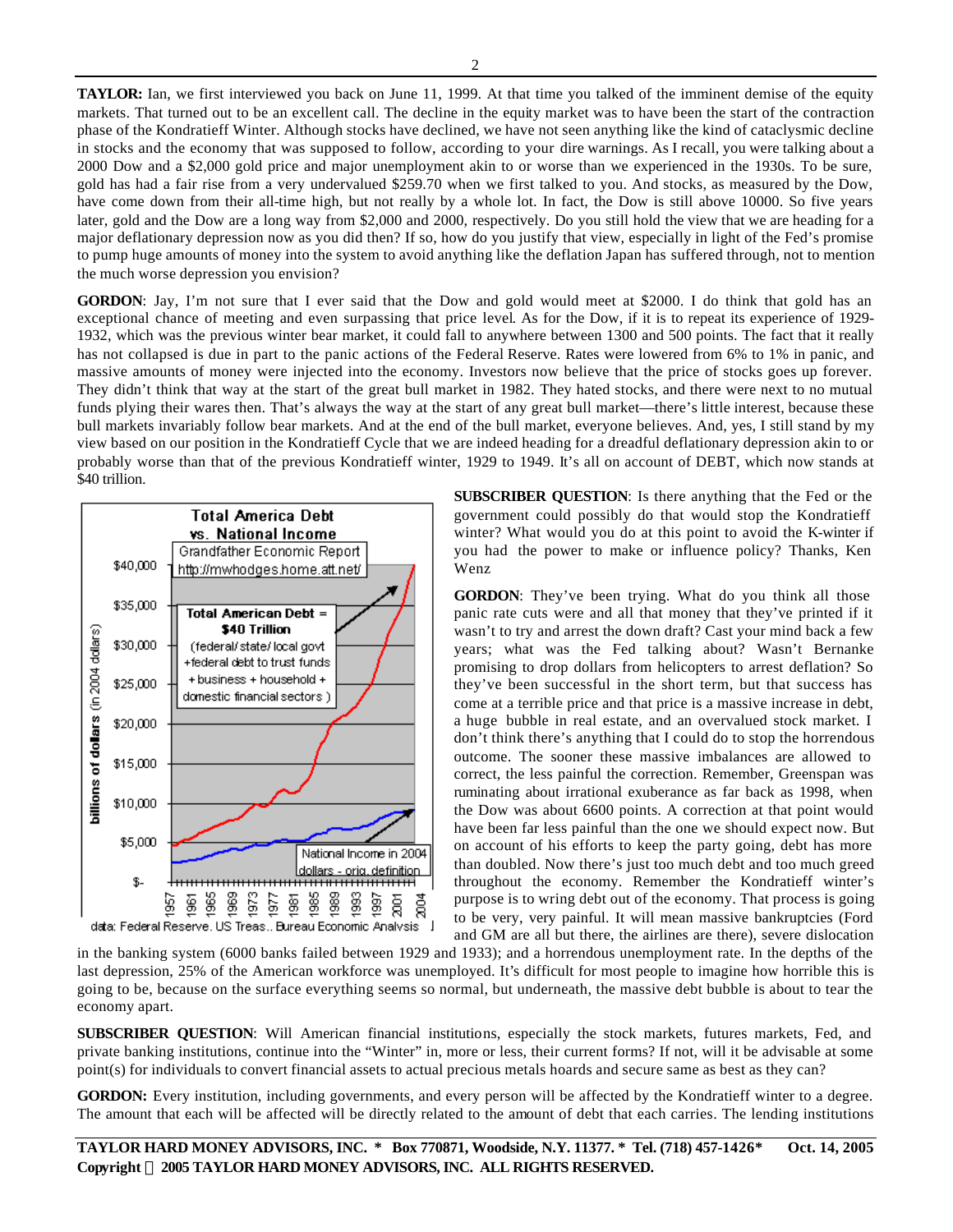**TAYLOR:** Ian, we first interviewed you back on June 11, 1999. At that time you talked of the imminent demise of the equity markets. That turned out to be an excellent call. The decline in the equity market was to have been the start of the contraction phase of the Kondratieff Winter. Although stocks have declined, we have not seen anything like the kind of cataclysmic decline in stocks and the economy that was supposed to follow, according to your dire warnings. As I recall, you were talking about a 2000 Dow and a $2,000 gold price and major unemployment akin to or worse than we experienced in the 1930s. To be sure, gold has had a fair rise from a very undervalued $259.70 when we first talked to you. And stocks, as measured by the Dow, have come down from their all-time high, but not really by a whole lot. In fact, the Dow is still above 10000. So five years later, gold and the Dow are a long way from $2,000 and 2000, respectively. Do you still hold the view that we are heading for a major deflationary depression now as you did then? If so, how do you justify that view, especially in light of the Fed's promise to pump huge amounts of money into the system to avoid anything like the deflation Japan has suffered through, not to mention the much worse depression you envision?

**GORDON**: Jay, I'm not sure that I ever said that the Dow and gold would meet at $2000. I do think that gold has an exceptional chance of meeting and even surpassing that price level. As for the Dow, if it is to repeat its experience of 1929-1932, which was the previous winter bear market, it could fall to anywhere between 1300 and 500 points. The fact that it really has not collapsed is due in part to the panic actions of the Federal Reserve. Rates were lowered from 6% to 1% in panic, and massive amounts of money were injected into the economy. Investors now believe that the price of stocks goes up forever. They didn't think that way at the start of the great bull market in 1982. They hated stocks, and there were next to no mutual funds plying their wares then. That's always the way at the start of any great bull market—there's little interest, because these bull markets invariably follow bear markets. And at the end of the bull market, everyone believes. And, yes, I still stand by my view based on our position in the Kondratieff Cycle that we are indeed heading for a dreadful deflationary depression akin to or probably worse than that of the previous Kondratieff winter, 1929 to 1949. It's all on account of DEBT, which now stands at $40 trillion.

**Total America Debt vs. National Income**

Grandfather Economic Report http://mwhodges.home.att.net/

Total American Debt = $40 Trillion (federal/state/local govt +federal debt to trust funds + business + household + domestic financial sectors)

National Income in 2004 dollars - orig. definition

billions of dollars (in 2004 dollars)

data: Federal Reserve. US Treas.. Bureau Economic Analysis

**SUBSCRIBER QUESTION**: Is there anything that the Fed or the government could possibly do that would stop the Kondratieff winter? What would you do at this point to avoid the K-winter if you had the power to make or influence policy? Thanks, Ken Wenz

**GORDON**: They've been trying. What do you think all those panic rate cuts were and all that money that they've printed if it wasn't to try and arrest the down draft? Cast your mind back a few years; what was the Fed talking about? Wasn't Bernanke promising to drop dollars from helicopters to arrest deflation? So they've been successful in the short term, but that success has come at a terrible price and that price is a massive increase in debt, a huge bubble in real estate, and an overvalued stock market. I don't think there's anything that I could do to stop the horrendous outcome. The sooner these massive imbalances are allowed to correct, the less painful the correction. Remember, Greenspan was ruminating about irrational exuberance as far back as 1998, when the Dow was about 6600 points. A correction at that point would have been far less painful than the one we should expect now. But on account of his efforts to keep the party going, debt has more than doubled. Now there's just too much debt and too much greed throughout the economy. Remember the Kondratieff winter's purpose is to wring debt out of the economy. That process is going to be very, very painful. It will mean massive bankruptcies (Ford and GM are all but there, the airlines are there), severe dislocation in the banking system (6000 banks failed between 1929 and 1933); and a horrendous unemployment rate. In the depths of the last depression, 25% of the American workforce was unemployed. It's difficult for most people to imagine how horrible this is going to be, because on the surface everything seems so normal, but underneath, the massive debt bubble is about to tear the economy apart.

**SUBSCRIBER QUESTION**: Will American financial institutions, especially the stock markets, futures markets, Fed, and private banking institutions, continue into the "Winter" in, more or less, their current forms? If not, will it be advisable at some point(s) for individuals to convert financial assets to actual precious metals hoards and secure same as best as they can?

**GORDON:** Every institution, including governments, and every person will be affected by the Kondratieff winter to a degree. The amount that each will be affected will be directly related to the amount of debt that each carries. The lending institutions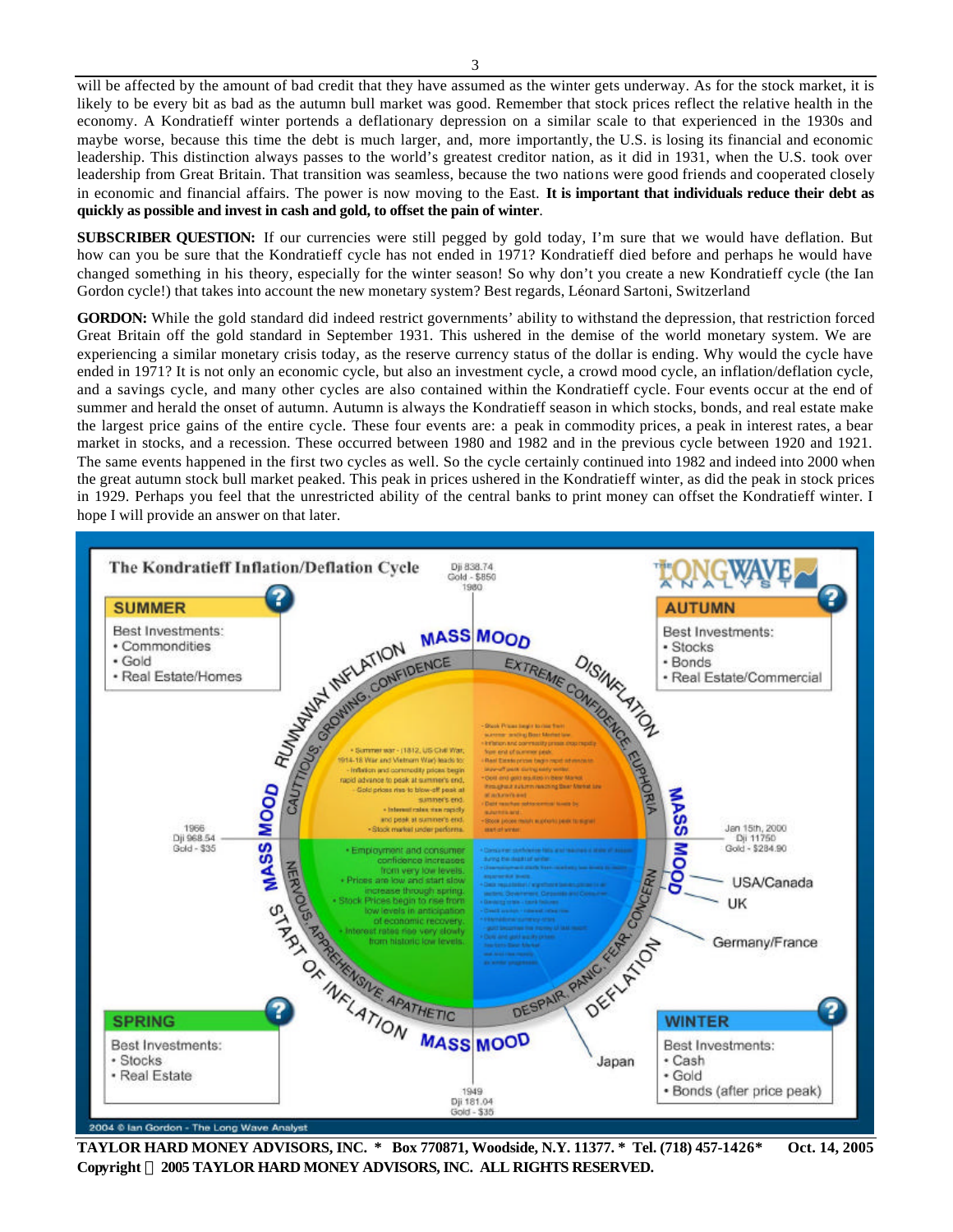will be affected by the amount of bad credit that they have assumed as the winter gets underway. As for the stock market, it is likely to be every bit as bad as the autumn bull market was good. Remember that stock prices reflect the relative health in the economy. A Kondratieff winter portends a deflationary depression on a similar scale to that experienced in the 1930s and maybe worse, because this time the debt is much larger, and, more importantly, the U.S. is losing its financial and economic leadership. This distinction always passes to the world's greatest creditor nation, as it did in 1931, when the U.S. took over leadership from Great Britain. That transition was seamless, because the two nations were good friends and cooperated closely in economic and financial affairs. The power is now moving to the East. **It is important that individuals reduce their debt as quickly as possible and invest in cash and gold, to offset the pain of winter**.

**SUBSCRIBER QUESTION:** If our currencies were still pegged by gold today, I'm sure that we would have deflation. But how can you be sure that the Kondratieff cycle has not ended in 1971? Kondratieff died before and perhaps he would have changed something in his theory, especially for the winter season! So why don't you create a new Kondratieff cycle (the Ian Gordon cycle!) that takes into account the new monetary system? Best regards, Léonard Sartoni, Switzerland

**GORDON:** While the gold standard did indeed restrict governments' ability to withstand the depression, that restriction forced Great Britain off the gold standard in September 1931. This ushered in the demise of the world monetary system. We are experiencing a similar monetary crisis today, as the reserve currency status of the dollar is ending. Why would the cycle have ended in 1971? It is not only an economic cycle, but also an investment cycle, a crowd mood cycle, an inflation/deflation cycle, and a savings cycle, and many other cycles are also contained within the Kondratieff cycle. Four events occur at the end of summer and herald the onset of autumn. Autumn is always the Kondratieff season in which stocks, bonds, and real estate make the largest price gains of the entire cycle. These four events are: a peak in commodity prices, a peak in interest rates, a bear market in stocks, and a recession. These occurred between 1980 and 1982 and in the previous cycle between 1920 and 1921. The same events happened in the first two cycles as well. So the cycle certainly continued into 1982 and indeed into 2000 when the great autumn stock bull market peaked. This peak in prices ushered in the Kondratieff winter, as did the peak in stock prices in 1929. Perhaps you feel that the unrestricted ability of the central banks to print money can offset the Kondratieff winter. I hope I will provide an answer on that later.

**The Kondratieff Inflation/Deflation Cycle**

**SUMMER** — Best Investments: Commodities, Gold, Real Estate/Homes

**AUTUMN** — Best Investments: Stocks, Bonds, Real Estate/Commercial

**SPRING** — Best Investments: Stocks, Real Estate

**WINTER** — Best Investments: Cash, Gold, Bonds (after price peak)

1980: Dji 838.74, Gold - $850
1966: Dji 968.54, Gold - $35
Jan 15th, 2000: Dji 11750, Gold - $284.90
1949: Dji 181.04, Gold - $35

Summer: Runaway Inflation — Cautious, Growing Confidence
- Summer war - (1812, US Civil War, 1914-18 War and Vietnam War) leads to: Inflation and commodity prices begin rapid advance to peak at summer's end. Gold prices rise to blow-off peak at summer's end.
- Interest rates rise rapidly and peak at summer's end.
- Stock market under performs.

Autumn: Disinflation — Extreme Confidence, Euphoria

Spring: Start of Inflation — Nervous, Apprehensive, Apathetic
- Employment and consumer confidence increases from very low levels.
- Prices are low and start slow increase through spring.
- Stock Prices begin to rise from low levels in anticipation of economic recovery.
- Interest rates rise very slowly from historic low levels.

Winter: Deflation — Concern, Fear, Panic, Despair

USA/Canada, UK, Germany/France, Japan

2004 © Ian Gordon - The Long Wave Analyst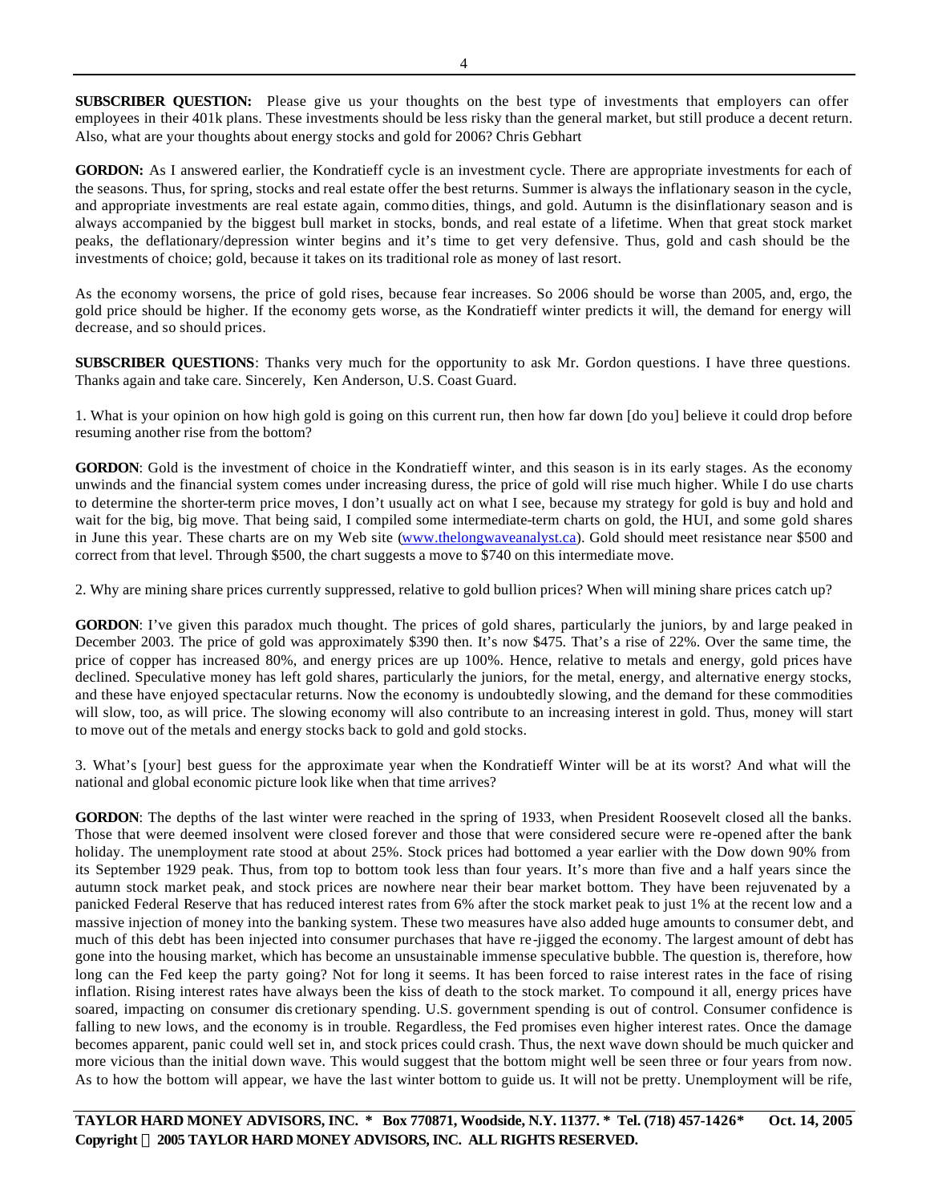**SUBSCRIBER QUESTION:** Please give us your thoughts on the best type of investments that employers can offer employees in their 401k plans. These investments should be less risky than the general market, but still produce a decent return. Also, what are your thoughts about energy stocks and gold for 2006? Chris Gebhart

**GORDON:** As I answered earlier, the Kondratieff cycle is an investment cycle. There are appropriate investments for each of the seasons. Thus, for spring, stocks and real estate offer the best returns. Summer is always the inflationary season in the cycle, and appropriate investments are real estate again, commodities, things, and gold. Autumn is the disinflationary season and is always accompanied by the biggest bull market in stocks, bonds, and real estate of a lifetime. When that great stock market peaks, the deflationary/depression winter begins and it's time to get very defensive. Thus, gold and cash should be the investments of choice; gold, because it takes on its traditional role as money of last resort.

As the economy worsens, the price of gold rises, because fear increases. So 2006 should be worse than 2005, and, ergo, the gold price should be higher. If the economy gets worse, as the Kondratieff winter predicts it will, the demand for energy will decrease, and so should prices.

**SUBSCRIBER QUESTIONS**: Thanks very much for the opportunity to ask Mr. Gordon questions. I have three questions. Thanks again and take care. Sincerely, Ken Anderson, U.S. Coast Guard.

1. What is your opinion on how high gold is going on this current run, then how far down [do you] believe it could drop before resuming another rise from the bottom?

**GORDON**: Gold is the investment of choice in the Kondratieff winter, and this season is in its early stages. As the economy unwinds and the financial system comes under increasing duress, the price of gold will rise much higher. While I do use charts to determine the shorter-term price moves, I don't usually act on what I see, because my strategy for gold is buy and hold and wait for the big, big move. That being said, I compiled some intermediate-term charts on gold, the HUI, and some gold shares in June this year. These charts are on my Web site (www.thelongwaveanalyst.ca). Gold should meet resistance near $500 and correct from that level. Through $500, the chart suggests a move to $740 on this intermediate move.

2. Why are mining share prices currently suppressed, relative to gold bullion prices? When will mining share prices catch up?

**GORDON**: I've given this paradox much thought. The prices of gold shares, particularly the juniors, by and large peaked in December 2003. The price of gold was approximately $390 then. It's now $475. That's a rise of 22%. Over the same time, the price of copper has increased 80%, and energy prices are up 100%. Hence, relative to metals and energy, gold prices have declined. Speculative money has left gold shares, particularly the juniors, for the metal, energy, and alternative energy stocks, and these have enjoyed spectacular returns. Now the economy is undoubtedly slowing, and the demand for these commodities will slow, too, as will price. The slowing economy will also contribute to an increasing interest in gold. Thus, money will start to move out of the metals and energy stocks back to gold and gold stocks.

3. What's [your] best guess for the approximate year when the Kondratieff Winter will be at its worst? And what will the national and global economic picture look like when that time arrives?

**GORDON**: The depths of the last winter were reached in the spring of 1933, when President Roosevelt closed all the banks. Those that were deemed insolvent were closed forever and those that were considered secure were re-opened after the bank holiday. The unemployment rate stood at about 25%. Stock prices had bottomed a year earlier with the Dow down 90% from its September 1929 peak. Thus, from top to bottom took less than four years. It's more than five and a half years since the autumn stock market peak, and stock prices are nowhere near their bear market bottom. They have been rejuvenated by a panicked Federal Reserve that has reduced interest rates from 6% after the stock market peak to just 1% at the recent low and a massive injection of money into the banking system. These two measures have also added huge amounts to consumer debt, and much of this debt has been injected into consumer purchases that have re-jigged the economy. The largest amount of debt has gone into the housing market, which has become an unsustainable immense speculative bubble. The question is, therefore, how long can the Fed keep the party going? Not for long it seems. It has been forced to raise interest rates in the face of rising inflation. Rising interest rates have always been the kiss of death to the stock market. To compound it all, energy prices have soared, impacting on consumer discretionary spending. U.S. government spending is out of control. Consumer confidence is falling to new lows, and the economy is in trouble. Regardless, the Fed promises even higher interest rates. Once the damage becomes apparent, panic could well set in, and stock prices could crash. Thus, the next wave down should be much quicker and more vicious than the initial down wave. This would suggest that the bottom might well be seen three or four years from now. As to how the bottom will appear, we have the last winter bottom to guide us. It will not be pretty. Unemployment will be rife,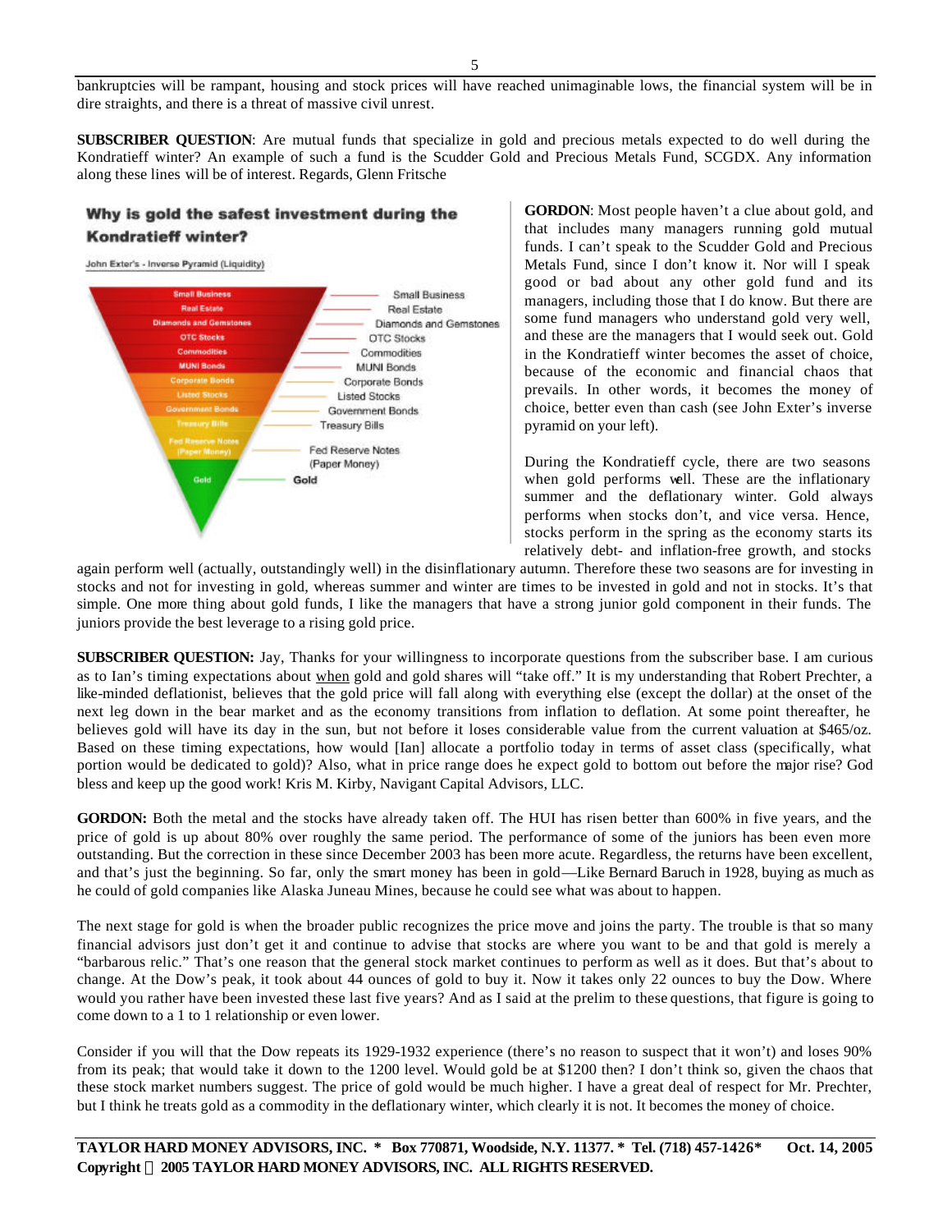bankruptcies will be rampant, housing and stock prices will have reached unimaginable lows, the financial system will be in dire straights, and there is a threat of massive civil unrest.

**SUBSCRIBER QUESTION**: Are mutual funds that specialize in gold and precious metals expected to do well during the Kondratieff winter? An example of such a fund is the Scudder Gold and Precious Metals Fund, SCGDX. Any information along these lines will be of interest. Regards, Glenn Fritsche

**Why is gold the safest investment during the Kondratieff winter?**

John Exter's - Inverse Pyramid (Liquidity)

- Small Business
- Real Estate
- Diamonds and Gemstones
- OTC Stocks
- Commodities
- MUNI Bonds
- Corporate Bonds
- Listed Stocks
- Government Bonds
- Treasury Bills
- Fed Reserve Notes (Paper Money)
- Gold

**GORDON**: Most people haven't a clue about gold, and that includes many managers running gold mutual funds. I can't speak to the Scudder Gold and Precious Metals Fund, since I don't know it. Nor will I speak good or bad about any other gold fund and its managers, including those that I do know. But there are some fund managers who understand gold very well, and these are the managers that I would seek out. Gold in the Kondratieff winter becomes the asset of choice, because of the economic and financial chaos that prevails. In other words, it becomes the money of choice, better even than cash (see John Exter's inverse pyramid on your left).

During the Kondratieff cycle, there are two seasons when gold performs well. These are the inflationary summer and the deflationary winter. Gold always performs when stocks don't, and vice versa. Hence, stocks perform in the spring as the economy starts its relatively debt- and inflation-free growth, and stocks again perform well (actually, outstandingly well) in the disinflationary autumn. Therefore these two seasons are for investing in stocks and not for investing in gold, whereas summer and winter are times to be invested in gold and not in stocks. It's that simple. One more thing about gold funds, I like the managers that have a strong junior gold component in their funds. The juniors provide the best leverage to a rising gold price.

**SUBSCRIBER QUESTION:** Jay, Thanks for your willingness to incorporate questions from the subscriber base. I am curious as to Ian's timing expectations about <u>when</u> gold and gold shares will "take off." It is my understanding that Robert Prechter, a like-minded deflationist, believes that the gold price will fall along with everything else (except the dollar) at the onset of the next leg down in the bear market and as the economy transitions from inflation to deflation. At some point thereafter, he believes gold will have its day in the sun, but not before it loses considerable value from the current valuation at $465/oz. Based on these timing expectations, how would [Ian] allocate a portfolio today in terms of asset class (specifically, what portion would be dedicated to gold)? Also, what in price range does he expect gold to bottom out before the major rise? God bless and keep up the good work! Kris M. Kirby, Navigant Capital Advisors, LLC.

**GORDON:** Both the metal and the stocks have already taken off. The HUI has risen better than 600% in five years, and the price of gold is up about 80% over roughly the same period. The performance of some of the juniors has been even more outstanding. But the correction in these since December 2003 has been more acute. Regardless, the returns have been excellent, and that's just the beginning. So far, only the smart money has been in gold—Like Bernard Baruch in 1928, buying as much as he could of gold companies like Alaska Juneau Mines, because he could see what was about to happen.

The next stage for gold is when the broader public recognizes the price move and joins the party. The trouble is that so many financial advisors just don't get it and continue to advise that stocks are where you want to be and that gold is merely a "barbarous relic." That's one reason that the general stock market continues to perform as well as it does. But that's about to change. At the Dow's peak, it took about 44 ounces of gold to buy it. Now it takes only 22 ounces to buy the Dow. Where would you rather have been invested these last five years? And as I said at the prelim to these questions, that figure is going to come down to a 1 to 1 relationship or even lower.

Consider if you will that the Dow repeats its 1929-1932 experience (there's no reason to suspect that it won't) and loses 90% from its peak; that would take it down to the 1200 level. Would gold be at $1200 then? I don't think so, given the chaos that these stock market numbers suggest. The price of gold would be much higher. I have a great deal of respect for Mr. Prechter, but I think he treats gold as a commodity in the deflationary winter, which clearly it is not. It becomes the money of choice.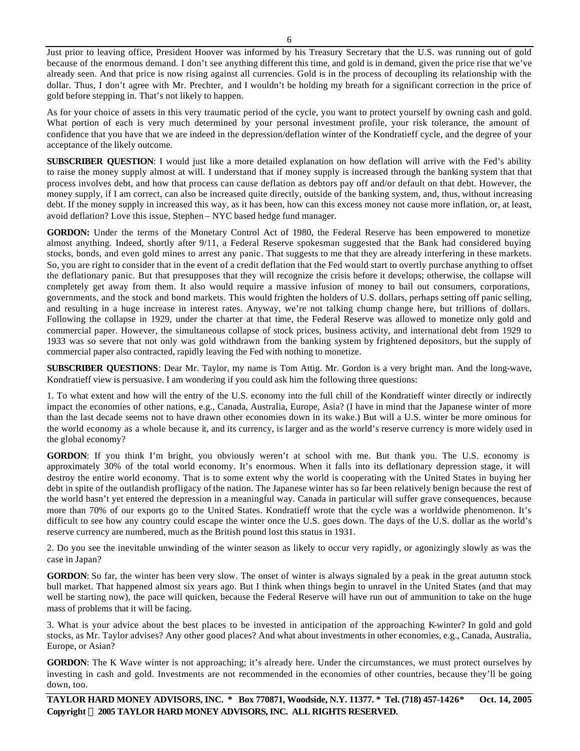Just prior to leaving office, President Hoover was informed by his Treasury Secretary that the U.S. was running out of gold because of the enormous demand. I don't see anything different this time, and gold is in demand, given the price rise that we've already seen. And that price is now rising against all currencies. Gold is in the process of decoupling its relationship with the dollar. Thus, I don't agree with Mr. Prechter, and I wouldn't be holding my breath for a significant correction in the price of gold before stepping in. That's not likely to happen.

As for your choice of assets in this very traumatic period of the cycle, you want to protect yourself by owning cash and gold. What portion of each is very much determined by your personal investment profile, your risk tolerance, the amount of confidence that you have that we are indeed in the depression/deflation winter of the Kondratieff cycle, and the degree of your acceptance of the likely outcome.

**SUBSCRIBER QUESTION**: I would just like a more detailed explanation on how deflation will arrive with the Fed's ability to raise the money supply almost at will. I understand that if money supply is increased through the banking system that that process involves debt, and how that process can cause deflation as debtors pay off and/or default on that debt. However, the money supply, if I am correct, can also be increased quite directly, outside of the banking system, and, thus, without increasing debt. If the money supply in increased this way, as it has been, how can this excess money not cause more inflation, or, at least, avoid deflation? Love this issue, Stephen – NYC based hedge fund manager.

**GORDON:** Under the terms of the Monetary Control Act of 1980, the Federal Reserve has been empowered to monetize almost anything. Indeed, shortly after 9/11, a Federal Reserve spokesman suggested that the Bank had considered buying stocks, bonds, and even gold mines to arrest any panic. That suggests to me that they are already interfering in these markets. So, you are right to consider that in the event of a credit deflation that the Fed would start to overtly purchase anything to offset the deflationary panic. But that presupposes that they will recognize the crisis before it develops; otherwise, the collapse will completely get away from them. It also would require a massive infusion of money to bail out consumers, corporations, governments, and the stock and bond markets. This would frighten the holders of U.S. dollars, perhaps setting off panic selling, and resulting in a huge increase in interest rates. Anyway, we're not talking chump change here, but trillions of dollars. Following the collapse in 1929, under the charter at that time, the Federal Reserve was allowed to monetize only gold and commercial paper. However, the simultaneous collapse of stock prices, business activity, and international debt from 1929 to 1933 was so severe that not only was gold withdrawn from the banking system by frightened depositors, but the supply of commercial paper also contracted, rapidly leaving the Fed with nothing to monetize.

**SUBSCRIBER QUESTIONS**: Dear Mr. Taylor, my name is Tom Attig. Mr. Gordon is a very bright man. And the long-wave, Kondratieff view is persuasive. I am wondering if you could ask him the following three questions:

1. To what extent and how will the entry of the U.S. economy into the full chill of the Kondratieff winter directly or indirectly impact the economies of other nations, e.g., Canada, Australia, Europe, Asia? (I have in mind that the Japanese winter of more than the last decade seems not to have drawn other economies down in its wake.) But will a U.S. winter be more ominous for the world economy as a whole because it, and its currency, is larger and as the world's reserve currency is more widely used in the global economy?

**GORDON**: If you think I'm bright, you obviously weren't at school with me. But thank you. The U.S. economy is approximately 30% of the total world economy. It's enormous. When it falls into its deflationary depression stage, it will destroy the entire world economy. That is to some extent why the world is cooperating with the United States in buying her debt in spite of the outlandish profligacy of the nation. The Japanese winter has so far been relatively benign because the rest of the world hasn't yet entered the depression in a meaningful way. Canada in particular will suffer grave consequences, because more than 70% of our exports go to the United States. Kondratieff wrote that the cycle was a worldwide phenomenon. It's difficult to see how any country could escape the winter once the U.S. goes down. The days of the U.S. dollar as the world's reserve currency are numbered, much as the British pound lost this status in 1931.

2. Do you see the inevitable unwinding of the winter season as likely to occur very rapidly, or agonizingly slowly as was the case in Japan?

**GORDON**: So far, the winter has been very slow. The onset of winter is always signaled by a peak in the great autumn stock bull market. That happened almost six years ago. But I think when things begin to unravel in the United States (and that may well be starting now), the pace will quicken, because the Federal Reserve will have run out of ammunition to take on the huge mass of problems that it will be facing.

3. What is your advice about the best places to be invested in anticipation of the approaching K-winter? In gold and gold stocks, as Mr. Taylor advises? Any other good places? And what about investments in other economies, e.g., Canada, Australia, Europe, or Asian?

**GORDON**: The K Wave winter is not approaching; it's already here. Under the circumstances, we must protect ourselves by investing in cash and gold. Investments are not recommended in the economies of other countries, because they'll be going down, too.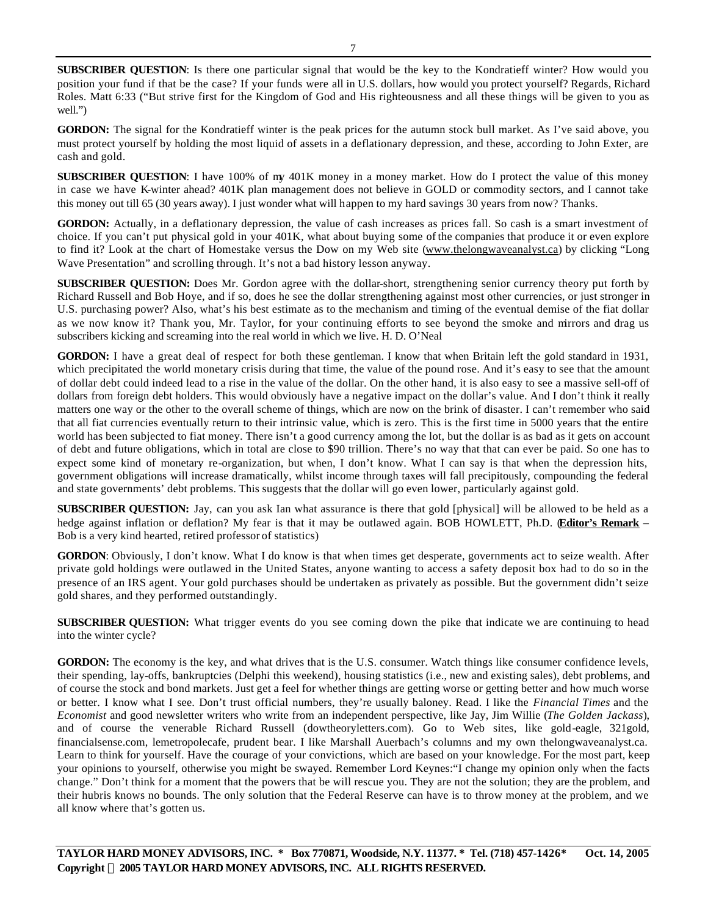**SUBSCRIBER QUESTION**: Is there one particular signal that would be the key to the Kondratieff winter? How would you position your fund if that be the case? If your funds were all in U.S. dollars, how would you protect yourself? Regards, Richard Roles. Matt 6:33 ("But strive first for the Kingdom of God and His righteousness and all these things will be given to you as well.")

**GORDON:** The signal for the Kondratieff winter is the peak prices for the autumn stock bull market. As I've said above, you must protect yourself by holding the most liquid of assets in a deflationary depression, and these, according to John Exter, are cash and gold.

**SUBSCRIBER QUESTION**: I have 100% of my 401K money in a money market. How do I protect the value of this money in case we have K-winter ahead? 401K plan management does not believe in GOLD or commodity sectors, and I cannot take this money out till 65 (30 years away). I just wonder what will happen to my hard savings 30 years from now? Thanks.

**GORDON:** Actually, in a deflationary depression, the value of cash increases as prices fall. So cash is a smart investment of choice. If you can't put physical gold in your 401K, what about buying some of the companies that produce it or even explore to find it? Look at the chart of Homestake versus the Dow on my Web site (www.thelongwaveanalyst.ca) by clicking "Long Wave Presentation" and scrolling through. It's not a bad history lesson anyway.

**SUBSCRIBER QUESTION:** Does Mr. Gordon agree with the dollar-short, strengthening senior currency theory put forth by Richard Russell and Bob Hoye, and if so, does he see the dollar strengthening against most other currencies, or just stronger in U.S. purchasing power? Also, what's his best estimate as to the mechanism and timing of the eventual demise of the fiat dollar as we now know it? Thank you, Mr. Taylor, for your continuing efforts to see beyond the smoke and mirrors and drag us subscribers kicking and screaming into the real world in which we live. H. D. O'Neal

**GORDON:** I have a great deal of respect for both these gentleman. I know that when Britain left the gold standard in 1931, which precipitated the world monetary crisis during that time, the value of the pound rose. And it's easy to see that the amount of dollar debt could indeed lead to a rise in the value of the dollar. On the other hand, it is also easy to see a massive sell-off of dollars from foreign debt holders. This would obviously have a negative impact on the dollar's value. And I don't think it really matters one way or the other to the overall scheme of things, which are now on the brink of disaster. I can't remember who said that all fiat currencies eventually return to their intrinsic value, which is zero. This is the first time in 5000 years that the entire world has been subjected to fiat money. There isn't a good currency among the lot, but the dollar is as bad as it gets on account of debt and future obligations, which in total are close to $90 trillion. There's no way that that can ever be paid. So one has to expect some kind of monetary re-organization, but when, I don't know. What I can say is that when the depression hits, government obligations will increase dramatically, whilst income through taxes will fall precipitously, compounding the federal and state governments' debt problems. This suggests that the dollar will go even lower, particularly against gold.

**SUBSCRIBER QUESTION:** Jay, can you ask Ian what assurance is there that gold [physical] will be allowed to be held as a hedge against inflation or deflation? My fear is that it may be outlawed again. BOB HOWLETT, Ph.D. (**Editor's Remark** – Bob is a very kind hearted, retired professor of statistics)

**GORDON**: Obviously, I don't know. What I do know is that when times get desperate, governments act to seize wealth. After private gold holdings were outlawed in the United States, anyone wanting to access a safety deposit box had to do so in the presence of an IRS agent. Your gold purchases should be undertaken as privately as possible. But the government didn't seize gold shares, and they performed outstandingly.

**SUBSCRIBER QUESTION:** What trigger events do you see coming down the pike that indicate we are continuing to head into the winter cycle?

**GORDON:** The economy is the key, and what drives that is the U.S. consumer. Watch things like consumer confidence levels, their spending, lay-offs, bankruptcies (Delphi this weekend), housing statistics (i.e., new and existing sales), debt problems, and of course the stock and bond markets. Just get a feel for whether things are getting worse or getting better and how much worse or better. I know what I see. Don't trust official numbers, they're usually baloney. Read. I like the *Financial Times* and the *Economist* and good newsletter writers who write from an independent perspective, like Jay, Jim Willie (*The Golden Jackass*), and of course the venerable Richard Russell (dowtheoryletters.com). Go to Web sites, like gold-eagle, 321gold, financialsense.com, lemetropolecafe, prudent bear. I like Marshall Auerbach's columns and my own thelongwaveanalyst.ca. Learn to think for yourself. Have the courage of your convictions, which are based on your knowledge. For the most part, keep your opinions to yourself, otherwise you might be swayed. Remember Lord Keynes:"I change my opinion only when the facts change." Don't think for a moment that the powers that be will rescue you. They are not the solution; they are the problem, and their hubris knows no bounds. The only solution that the Federal Reserve can have is to throw money at the problem, and we all know where that's gotten us.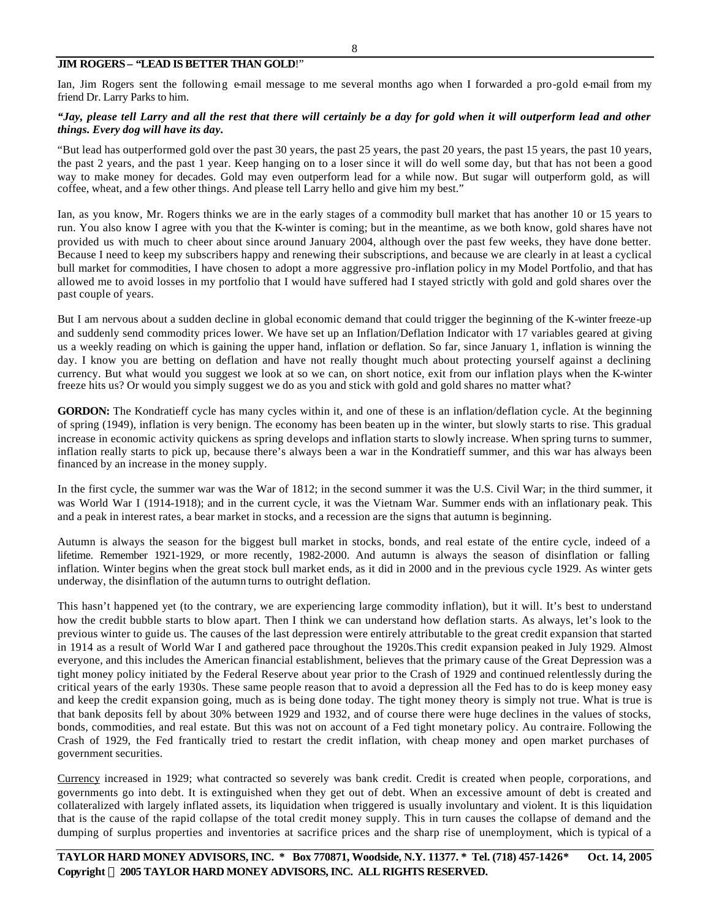**JIM ROGERS – "LEAD IS BETTER THAN GOLD!"**

Ian, Jim Rogers sent the following e-mail message to me several months ago when I forwarded a pro-gold e-mail from my friend Dr. Larry Parks to him.

***"Jay, please tell Larry and all the rest that there will certainly be a day for gold when it will outperform lead and other things. Every dog will have its day.***

"But lead has outperformed gold over the past 30 years, the past 25 years, the past 20 years, the past 15 years, the past 10 years, the past 2 years, and the past 1 year. Keep hanging on to a loser since it will do well some day, but that has not been a good way to make money for decades. Gold may even outperform lead for a while now. But sugar will outperform gold, as will coffee, wheat, and a few other things. And please tell Larry hello and give him my best."

Ian, as you know, Mr. Rogers thinks we are in the early stages of a commodity bull market that has another 10 or 15 years to run. You also know I agree with you that the K-winter is coming; but in the meantime, as we both know, gold shares have not provided us with much to cheer about since around January 2004, although over the past few weeks, they have done better. Because I need to keep my subscribers happy and renewing their subscriptions, and because we are clearly in at least a cyclical bull market for commodities, I have chosen to adopt a more aggressive pro-inflation policy in my Model Portfolio, and that has allowed me to avoid losses in my portfolio that I would have suffered had I stayed strictly with gold and gold shares over the past couple of years.

But I am nervous about a sudden decline in global economic demand that could trigger the beginning of the K-winter freeze-up and suddenly send commodity prices lower. We have set up an Inflation/Deflation Indicator with 17 variables geared at giving us a weekly reading on which is gaining the upper hand, inflation or deflation. So far, since January 1, inflation is winning the day. I know you are betting on deflation and have not really thought much about protecting yourself against a declining currency. But what would you suggest we look at so we can, on short notice, exit from our inflation plays when the K-winter freeze hits us? Or would you simply suggest we do as you and stick with gold and gold shares no matter what?

**GORDON:** The Kondratieff cycle has many cycles within it, and one of these is an inflation/deflation cycle. At the beginning of spring (1949), inflation is very benign. The economy has been beaten up in the winter, but slowly starts to rise. This gradual increase in economic activity quickens as spring develops and inflation starts to slowly increase. When spring turns to summer, inflation really starts to pick up, because there's always been a war in the Kondratieff summer, and this war has always been financed by an increase in the money supply.

In the first cycle, the summer war was the War of 1812; in the second summer it was the U.S. Civil War; in the third summer, it was World War I (1914-1918); and in the current cycle, it was the Vietnam War. Summer ends with an inflationary peak. This and a peak in interest rates, a bear market in stocks, and a recession are the signs that autumn is beginning.

Autumn is always the season for the biggest bull market in stocks, bonds, and real estate of the entire cycle, indeed of a lifetime. Remember 1921-1929, or more recently, 1982-2000. And autumn is always the season of disinflation or falling inflation. Winter begins when the great stock bull market ends, as it did in 2000 and in the previous cycle 1929. As winter gets underway, the disinflation of the autumn turns to outright deflation.

This hasn't happened yet (to the contrary, we are experiencing large commodity inflation), but it will. It's best to understand how the credit bubble starts to blow apart. Then I think we can understand how deflation starts. As always, let's look to the previous winter to guide us. The causes of the last depression were entirely attributable to the great credit expansion that started in 1914 as a result of World War I and gathered pace throughout the 1920s.This credit expansion peaked in July 1929. Almost everyone, and this includes the American financial establishment, believes that the primary cause of the Great Depression was a tight money policy initiated by the Federal Reserve about year prior to the Crash of 1929 and continued relentlessly during the critical years of the early 1930s. These same people reason that to avoid a depression all the Fed has to do is keep money easy and keep the credit expansion going, much as is being done today. The tight money theory is simply not true. What is true is that bank deposits fell by about 30% between 1929 and 1932, and of course there were huge declines in the values of stocks, bonds, commodities, and real estate. But this was not on account of a Fed tight monetary policy. Au contraire. Following the Crash of 1929, the Fed frantically tried to restart the credit inflation, with cheap money and open market purchases of government securities.

<u>Currency</u> increased in 1929; what contracted so severely was bank credit. Credit is created when people, corporations, and governments go into debt. It is extinguished when they get out of debt. When an excessive amount of debt is created and collateralized with largely inflated assets, its liquidation when triggered is usually involuntary and violent. It is this liquidation that is the cause of the rapid collapse of the total credit money supply. This in turn causes the collapse of demand and the dumping of surplus properties and inventories at sacrifice prices and the sharp rise of unemployment, which is typical of a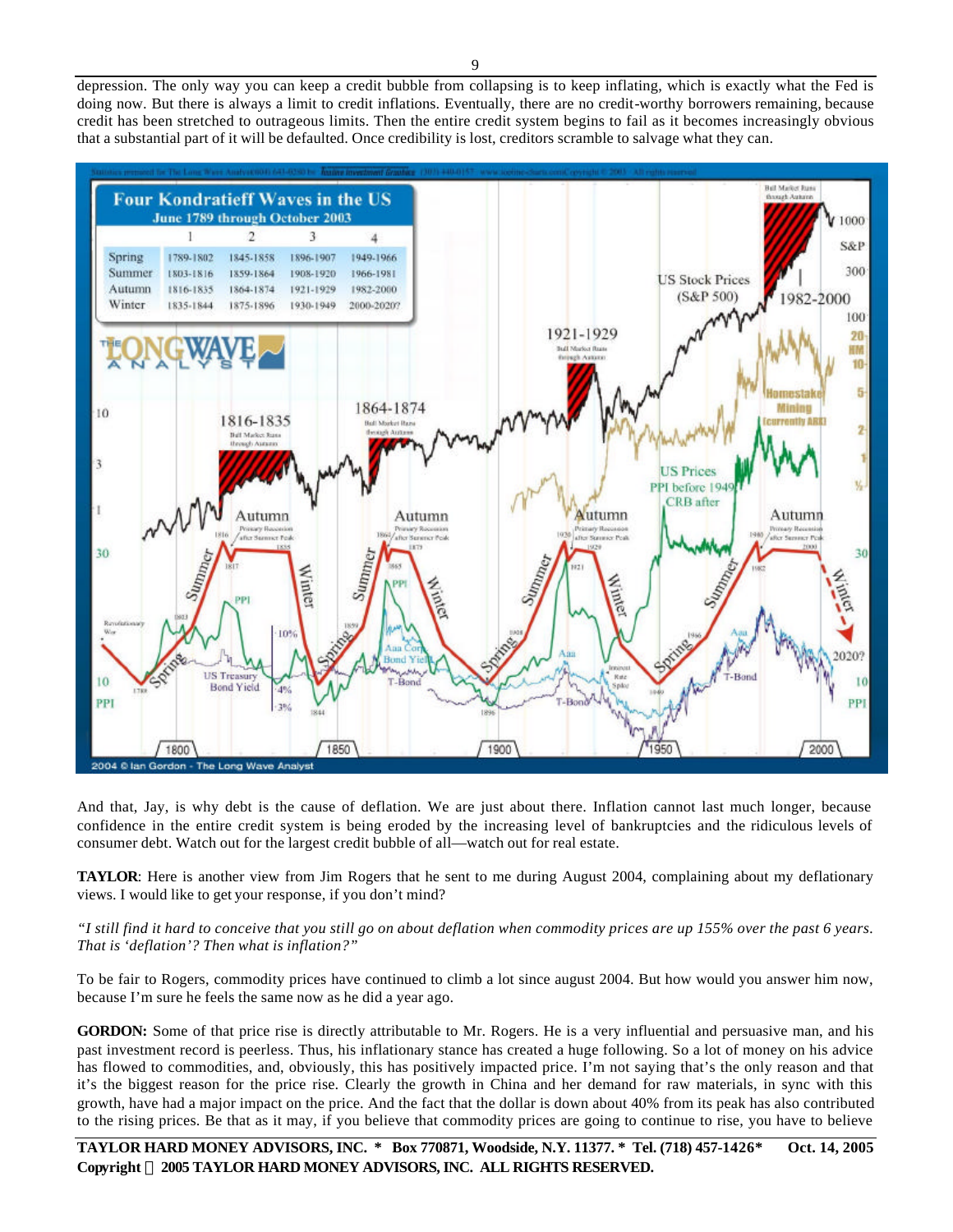depression. The only way you can keep a credit bubble from collapsing is to keep inflating, which is exactly what the Fed is doing now. But there is always a limit to credit inflations. Eventually, there are no credit-worthy borrowers remaining, because credit has been stretched to outrageous limits. Then the entire credit system begins to fail as it becomes increasingly obvious that a substantial part of it will be defaulted. Once credibility is lost, creditors scramble to salvage what they can.

And that, Jay, is why debt is the cause of deflation. We are just about there. Inflation cannot last much longer, because confidence in the entire credit system is being eroded by the increasing level of bankruptcies and the ridiculous levels of consumer debt. Watch out for the largest credit bubble of all—watch out for real estate.

**TAYLOR**: Here is another view from Jim Rogers that he sent to me during August 2004, complaining about my deflationary views. I would like to get your response, if you don't mind?

*"I still find it hard to conceive that you still go on about deflation when commodity prices are up 155% over the past 6 years. That is 'deflation'? Then what is inflation?"*

To be fair to Rogers, commodity prices have continued to climb a lot since august 2004. But how would you answer him now, because I'm sure he feels the same now as he did a year ago.

**GORDON:** Some of that price rise is directly attributable to Mr. Rogers. He is a very influential and persuasive man, and his past investment record is peerless. Thus, his inflationary stance has created a huge following. So a lot of money on his advice has flowed to commodities, and, obviously, this has positively impacted price. I'm not saying that's the only reason and that it's the biggest reason for the price rise. Clearly the growth in China and her demand for raw materials, in sync with this growth, have had a major impact on the price. And the fact that the dollar is down about 40% from its peak has also contributed to the rising prices. Be that as it may, if you believe that commodity prices are going to continue to rise, you have to believe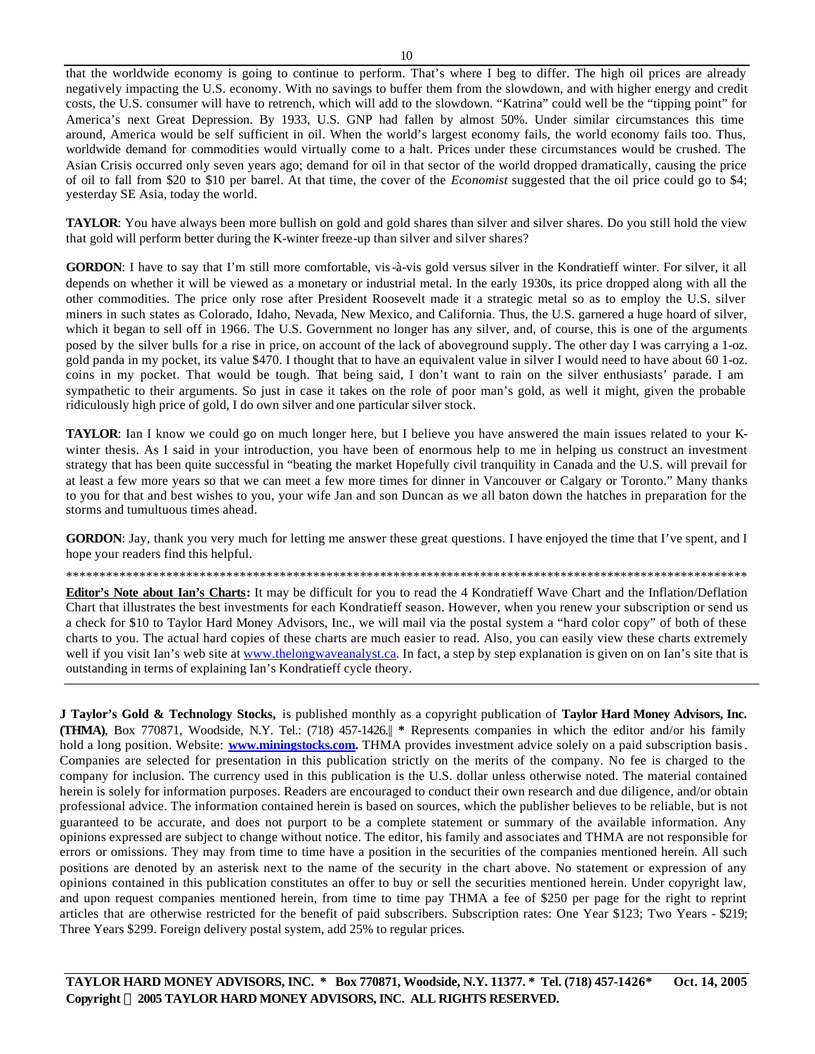that the worldwide economy is going to continue to perform. That's where I beg to differ. The high oil prices are already negatively impacting the U.S. economy. With no savings to buffer them from the slowdown, and with higher energy and credit costs, the U.S. consumer will have to retrench, which will add to the slowdown. "Katrina" could well be the "tipping point" for America's next Great Depression. By 1933, U.S. GNP had fallen by almost 50%. Under similar circumstances this time around, America would be self sufficient in oil. When the world's largest economy fails, the world economy fails too. Thus, worldwide demand for commodities would virtually come to a halt. Prices under these circumstances would be crushed. The Asian Crisis occurred only seven years ago; demand for oil in that sector of the world dropped dramatically, causing the price of oil to fall from $20 to $10 per barrel. At that time, the cover of the *Economist* suggested that the oil price could go to $4; yesterday SE Asia, today the world.

**TAYLOR**: You have always been more bullish on gold and gold shares than silver and silver shares. Do you still hold the view that gold will perform better during the K-winter freeze-up than silver and silver shares?

**GORDON**: I have to say that I'm still more comfortable, vis-à-vis gold versus silver in the Kondratieff winter. For silver, it all depends on whether it will be viewed as a monetary or industrial metal. In the early 1930s, its price dropped along with all the other commodities. The price only rose after President Roosevelt made it a strategic metal so as to employ the U.S. silver miners in such states as Colorado, Idaho, Nevada, New Mexico, and California. Thus, the U.S. garnered a huge hoard of silver, which it began to sell off in 1966. The U.S. Government no longer has any silver, and, of course, this is one of the arguments posed by the silver bulls for a rise in price, on account of the lack of aboveground supply. The other day I was carrying a 1-oz. gold panda in my pocket, its value $470. I thought that to have an equivalent value in silver I would need to have about 60 1-oz. coins in my pocket. That would be tough. That being said, I don't want to rain on the silver enthusiasts' parade. I am sympathetic to their arguments. So just in case it takes on the role of poor man's gold, as well it might, given the probable ridiculously high price of gold, I do own silver and one particular silver stock.

**TAYLOR**: Ian I know we could go on much longer here, but I believe you have answered the main issues related to your K-winter thesis. As I said in your introduction, you have been of enormous help to me in helping us construct an investment strategy that has been quite successful in "beating the market Hopefully civil tranquility in Canada and the U.S. will prevail for at least a few more years so that we can meet a few more times for dinner in Vancouver or Calgary or Toronto." Many thanks to you for that and best wishes to you, your wife Jan and son Duncan as we all baton down the hatches in preparation for the storms and tumultuous times ahead.

**GORDON**: Jay, thank you very much for letting me answer these great questions. I have enjoyed the time that I've spent, and I hope your readers find this helpful.

*******************************************************************************************************

**Editor's Note about Ian's Charts:** It may be difficult for you to read the 4 Kondratieff Wave Chart and the Inflation/Deflation Chart that illustrates the best investments for each Kondratieff season. However, when you renew your subscription or send us a check for $10 to Taylor Hard Money Advisors, Inc., we will mail via the postal system a "hard color copy" of both of these charts to you. The actual hard copies of these charts are much easier to read. Also, you can easily view these charts extremely well if you visit Ian's web site at www.thelongwaveanalyst.ca. In fact, a step by step explanation is given on on Ian's site that is outstanding in terms of explaining Ian's Kondratieff cycle theory.

---

**J Taylor's Gold & Technology Stocks,** is published monthly as a copyright publication of **Taylor Hard Money Advisors, Inc. (THMA)**, Box 770871, Woodside, N.Y. Tel.: (718) 457-1426.‖ * Represents companies in which the editor and/or his family hold a long position. Website: **www.miningstocks.com.** THMA provides investment advice solely on a paid subscription basis. Companies are selected for presentation in this publication strictly on the merits of the company. No fee is charged to the company for inclusion. The currency used in this publication is the U.S. dollar unless otherwise noted. The material contained herein is solely for information purposes. Readers are encouraged to conduct their own research and due diligence, and/or obtain professional advice. The information contained herein is based on sources, which the publisher believes to be reliable, but is not guaranteed to be accurate, and does not purport to be a complete statement or summary of the available information. Any opinions expressed are subject to change without notice. The editor, his family and associates and THMA are not responsible for errors or omissions. They may from time to time have a position in the securities of the companies mentioned herein. All such positions are denoted by an asterisk next to the name of the security in the chart above. No statement or expression of any opinions contained in this publication constitutes an offer to buy or sell the securities mentioned herein. Under copyright law, and upon request companies mentioned herein, from time to time pay THMA a fee of $250 per page for the right to reprint articles that are otherwise restricted for the benefit of paid subscribers. Subscription rates: One Year $123; Two Years - $219; Three Years $299. Foreign delivery postal system, add 25% to regular prices.

**TAYLOR HARD MONEY ADVISORS, INC. * Box 770871, Woodside, N.Y. 11377. * Tel. (718) 457-1426* Oct. 14, 2005**
**Copyright © 2005 TAYLOR HARD MONEY ADVISORS, INC. ALL RIGHTS RESERVED.**